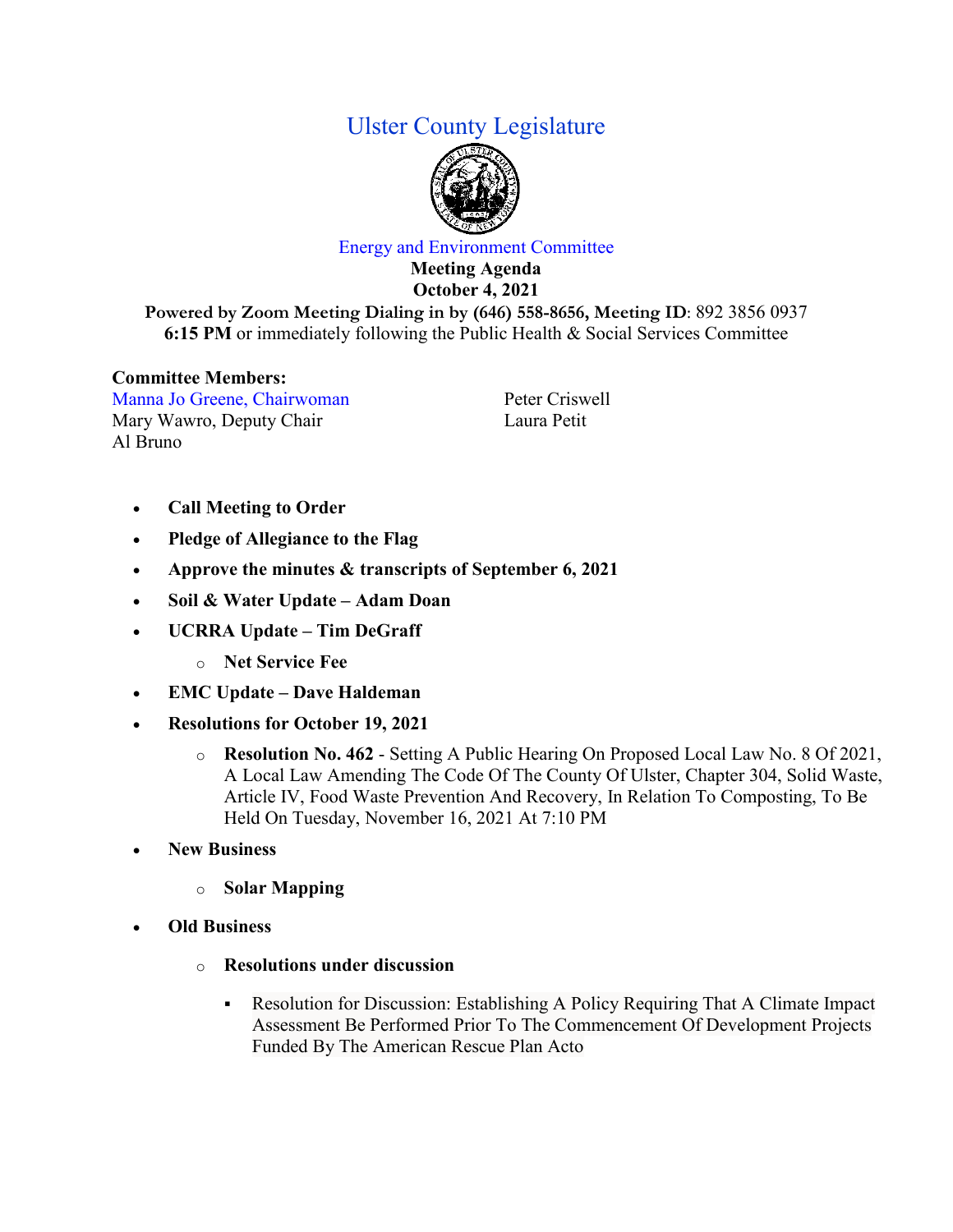# Ulster County Legislature

## Energy and Environment Committee

**Meeting Agenda**
**October 4, 2021**
**Powered by Zoom Meeting Dialing in by (646) 558-8656, Meeting ID**: 892 3856 0937
**6:15 PM** or immediately following the Public Health & Social Services Committee

**Committee Members:**

Manna Jo Greene, Chairwoman
Mary Wawro, Deputy Chair
Al Bruno
Peter Criswell
Laura Petit

- **Call Meeting to Order**
- **Pledge of Allegiance to the Flag**
- **Approve the minutes & transcripts of September 6, 2021**
- **Soil & Water Update – Adam Doan**
- **UCRRA Update – Tim DeGraff**
  - **Net Service Fee**
- **EMC Update – Dave Haldeman**
- **Resolutions for October 19, 2021**
  - **Resolution No. 462** - Setting A Public Hearing On Proposed Local Law No. 8 Of 2021, A Local Law Amending The Code Of The County Of Ulster, Chapter 304, Solid Waste, Article IV, Food Waste Prevention And Recovery, In Relation To Composting, To Be Held On Tuesday, November 16, 2021 At 7:10 PM
- **New Business**
  - **Solar Mapping**
- **Old Business**
  - **Resolutions under discussion**
    - Resolution for Discussion: Establishing A Policy Requiring That A Climate Impact Assessment Be Performed Prior To The Commencement Of Development Projects Funded By The American Rescue Plan Acto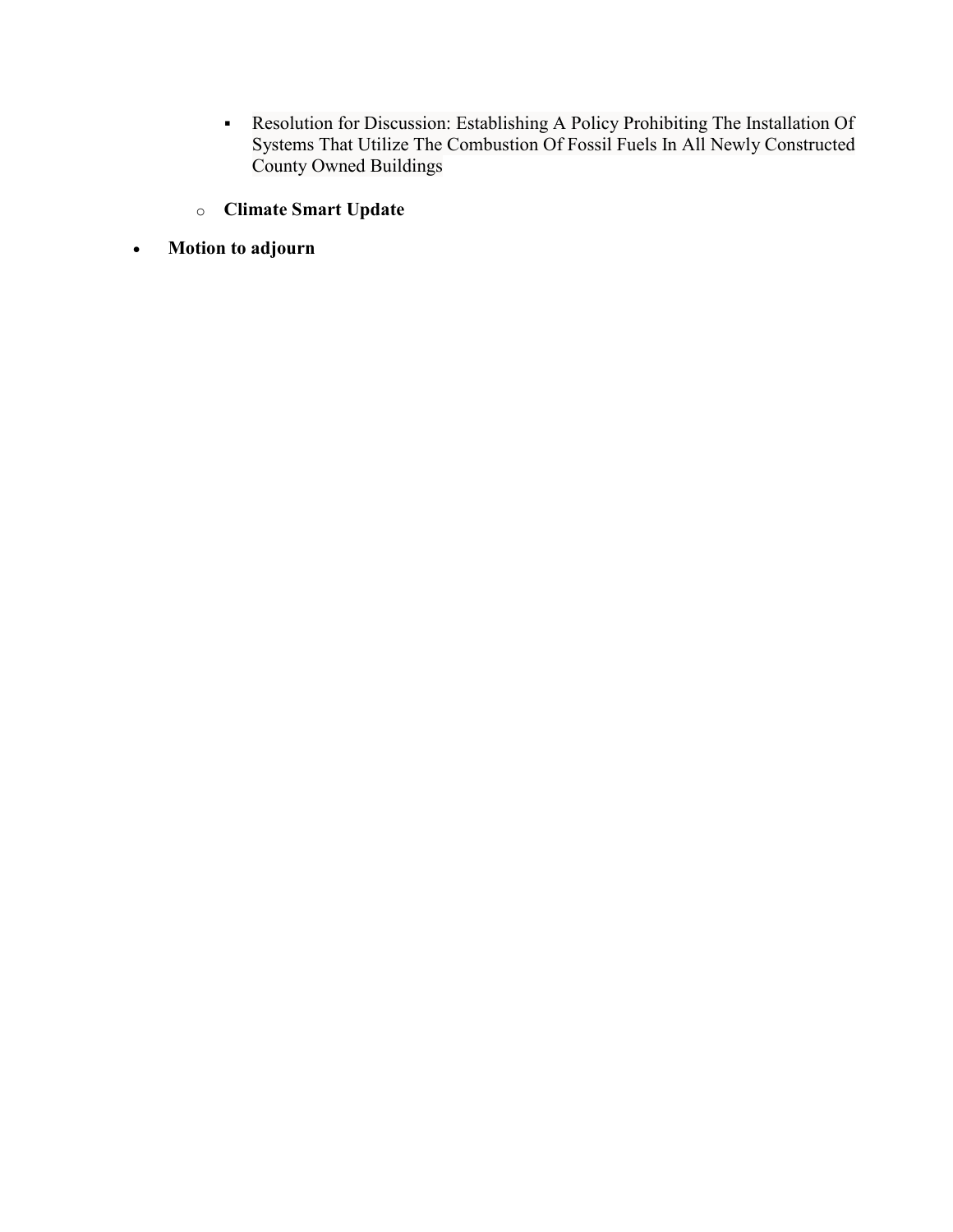- Resolution for Discussion: Establishing A Policy Prohibiting The Installation Of Systems That Utilize The Combustion Of Fossil Fuels In All Newly Constructed County Owned Buildings
  - **Climate Smart Update**
- **Motion to adjourn**